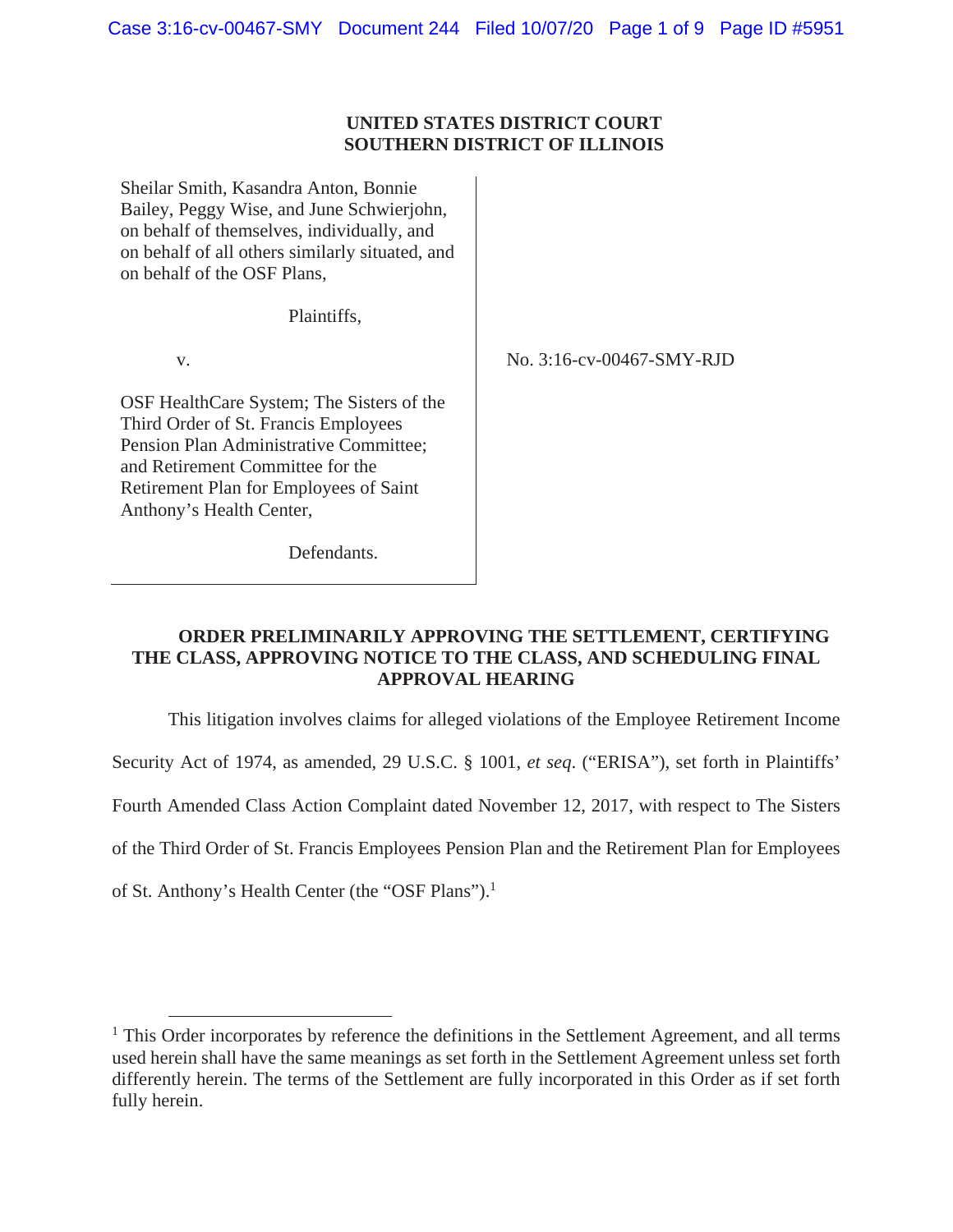**UNITED STATES DISTRICT COURT**
**SOUTHERN DISTRICT OF ILLINOIS**

Sheilar Smith, Kasandra Anton, Bonnie Bailey, Peggy Wise, and June Schwierjohn, on behalf of themselves, individually, and on behalf of all others similarly situated, and on behalf of the OSF Plans,

Plaintiffs,

v.

OSF HealthCare System; The Sisters of the Third Order of St. Francis Employees Pension Plan Administrative Committee; and Retirement Committee for the Retirement Plan for Employees of Saint Anthony's Health Center,

Defendants.

No. 3:16-cv-00467-SMY-RJD

**ORDER PRELIMINARILY APPROVING THE SETTLEMENT, CERTIFYING THE CLASS, APPROVING NOTICE TO THE CLASS, AND SCHEDULING FINAL APPROVAL HEARING**

This litigation involves claims for alleged violations of the Employee Retirement Income Security Act of 1974, as amended, 29 U.S.C. § 1001, *et seq*. ("ERISA"), set forth in Plaintiffs' Fourth Amended Class Action Complaint dated November 12, 2017, with respect to The Sisters of the Third Order of St. Francis Employees Pension Plan and the Retirement Plan for Employees of St. Anthony's Health Center (the "OSF Plans").[1]

[1] This Order incorporates by reference the definitions in the Settlement Agreement, and all terms used herein shall have the same meanings as set forth in the Settlement Agreement unless set forth differently herein. The terms of the Settlement are fully incorporated in this Order as if set forth fully herein.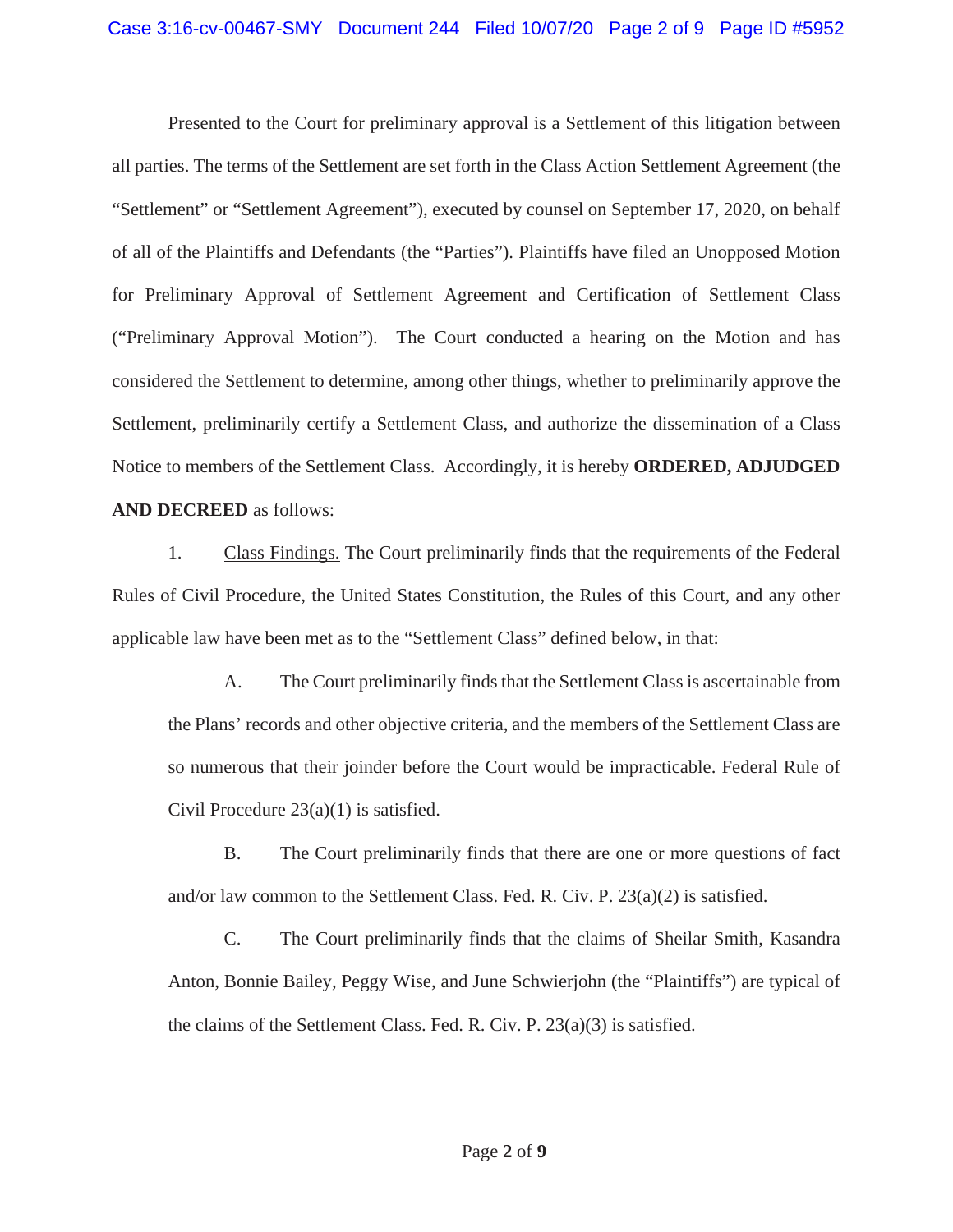Presented to the Court for preliminary approval is a Settlement of this litigation between all parties. The terms of the Settlement are set forth in the Class Action Settlement Agreement (the "Settlement" or "Settlement Agreement"), executed by counsel on September 17, 2020, on behalf of all of the Plaintiffs and Defendants (the "Parties"). Plaintiffs have filed an Unopposed Motion for Preliminary Approval of Settlement Agreement and Certification of Settlement Class ("Preliminary Approval Motion"). The Court conducted a hearing on the Motion and has considered the Settlement to determine, among other things, whether to preliminarily approve the Settlement, preliminarily certify a Settlement Class, and authorize the dissemination of a Class Notice to members of the Settlement Class. Accordingly, it is hereby **ORDERED, ADJUDGED AND DECREED** as follows:

1. Class Findings. The Court preliminarily finds that the requirements of the Federal Rules of Civil Procedure, the United States Constitution, the Rules of this Court, and any other applicable law have been met as to the "Settlement Class" defined below, in that:

   A. The Court preliminarily finds that the Settlement Class is ascertainable from the Plans' records and other objective criteria, and the members of the Settlement Class are so numerous that their joinder before the Court would be impracticable. Federal Rule of Civil Procedure 23(a)(1) is satisfied.

   B. The Court preliminarily finds that there are one or more questions of fact and/or law common to the Settlement Class. Fed. R. Civ. P. 23(a)(2) is satisfied.

   C. The Court preliminarily finds that the claims of Sheilar Smith, Kasandra Anton, Bonnie Bailey, Peggy Wise, and June Schwierjohn (the "Plaintiffs") are typical of the claims of the Settlement Class. Fed. R. Civ. P. 23(a)(3) is satisfied.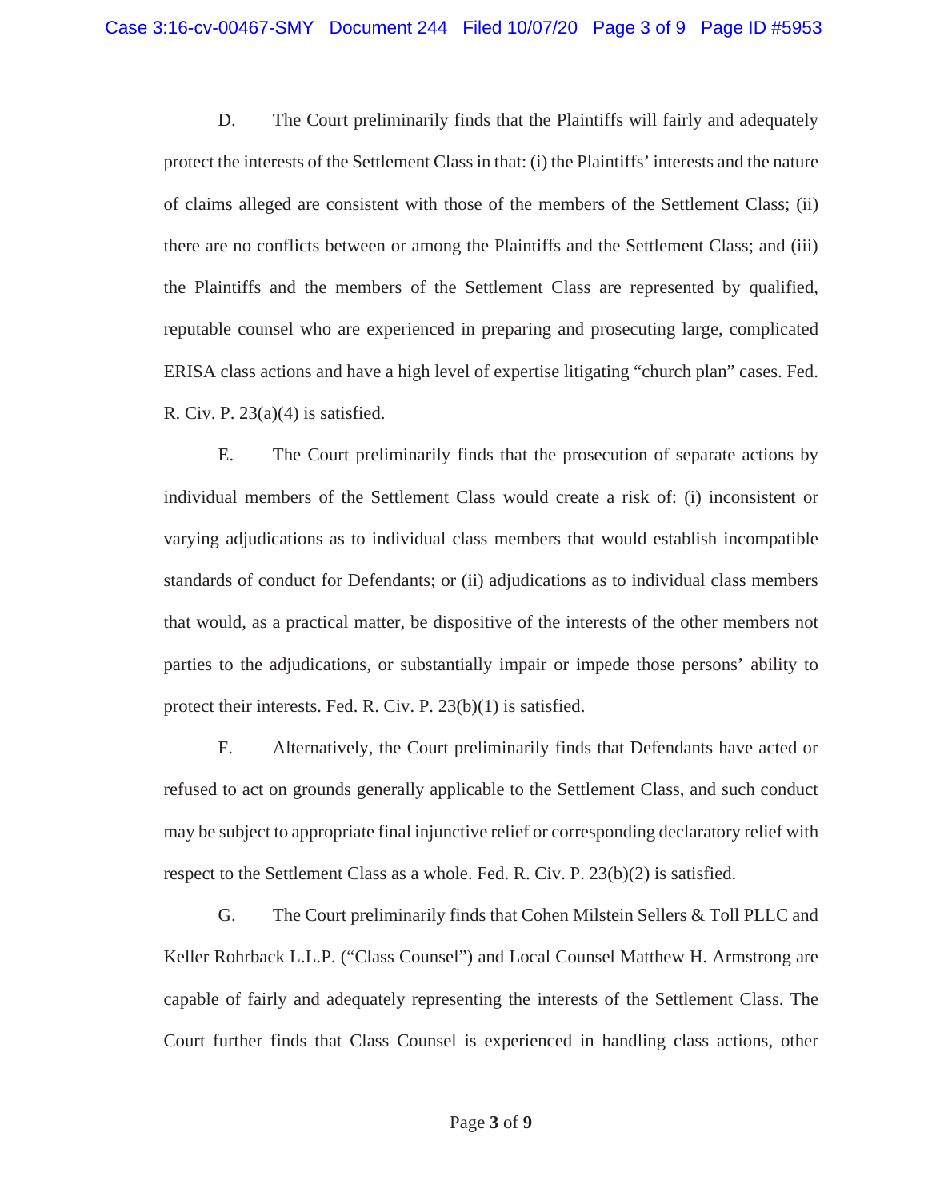D. The Court preliminarily finds that the Plaintiffs will fairly and adequately protect the interests of the Settlement Class in that: (i) the Plaintiffs' interests and the nature of claims alleged are consistent with those of the members of the Settlement Class; (ii) there are no conflicts between or among the Plaintiffs and the Settlement Class; and (iii) the Plaintiffs and the members of the Settlement Class are represented by qualified, reputable counsel who are experienced in preparing and prosecuting large, complicated ERISA class actions and have a high level of expertise litigating "church plan" cases. Fed. R. Civ. P. 23(a)(4) is satisfied.

E. The Court preliminarily finds that the prosecution of separate actions by individual members of the Settlement Class would create a risk of: (i) inconsistent or varying adjudications as to individual class members that would establish incompatible standards of conduct for Defendants; or (ii) adjudications as to individual class members that would, as a practical matter, be dispositive of the interests of the other members not parties to the adjudications, or substantially impair or impede those persons' ability to protect their interests. Fed. R. Civ. P. 23(b)(1) is satisfied.

F. Alternatively, the Court preliminarily finds that Defendants have acted or refused to act on grounds generally applicable to the Settlement Class, and such conduct may be subject to appropriate final injunctive relief or corresponding declaratory relief with respect to the Settlement Class as a whole. Fed. R. Civ. P. 23(b)(2) is satisfied.

G. The Court preliminarily finds that Cohen Milstein Sellers & Toll PLLC and Keller Rohrback L.L.P. ("Class Counsel") and Local Counsel Matthew H. Armstrong are capable of fairly and adequately representing the interests of the Settlement Class. The Court further finds that Class Counsel is experienced in handling class actions, other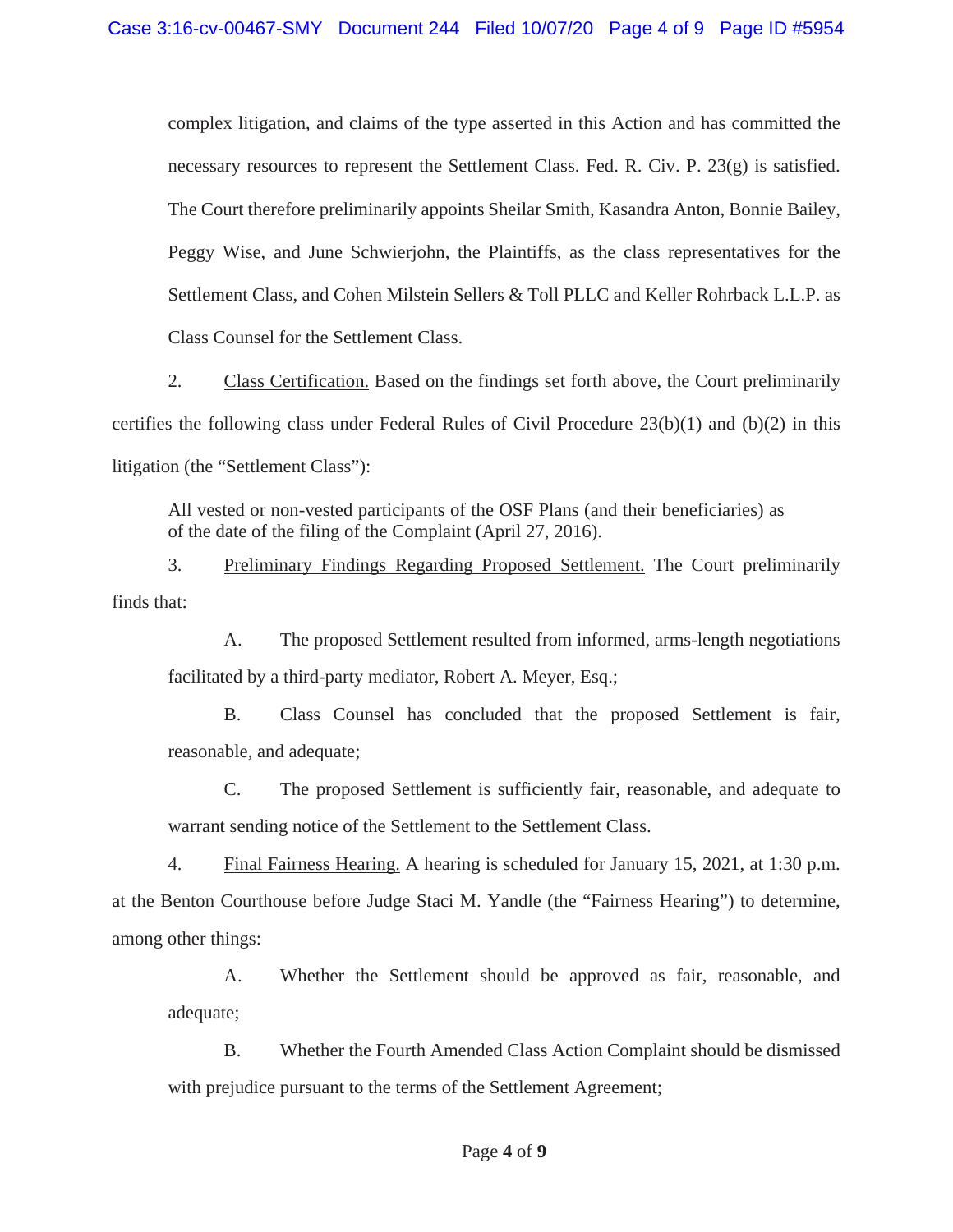complex litigation, and claims of the type asserted in this Action and has committed the necessary resources to represent the Settlement Class. Fed. R. Civ. P. 23(g) is satisfied. The Court therefore preliminarily appoints Sheilar Smith, Kasandra Anton, Bonnie Bailey, Peggy Wise, and June Schwierjohn, the Plaintiffs, as the class representatives for the Settlement Class, and Cohen Milstein Sellers & Toll PLLC and Keller Rohrback L.L.P. as Class Counsel for the Settlement Class.

2. Class Certification. Based on the findings set forth above, the Court preliminarily certifies the following class under Federal Rules of Civil Procedure 23(b)(1) and (b)(2) in this litigation (the "Settlement Class"):

> All vested or non-vested participants of the OSF Plans (and their beneficiaries) as of the date of the filing of the Complaint (April 27, 2016).

3. Preliminary Findings Regarding Proposed Settlement. The Court preliminarily finds that:

A. The proposed Settlement resulted from informed, arms-length negotiations facilitated by a third-party mediator, Robert A. Meyer, Esq.;

B. Class Counsel has concluded that the proposed Settlement is fair, reasonable, and adequate;

C. The proposed Settlement is sufficiently fair, reasonable, and adequate to warrant sending notice of the Settlement to the Settlement Class.

4. Final Fairness Hearing. A hearing is scheduled for January 15, 2021, at 1:30 p.m. at the Benton Courthouse before Judge Staci M. Yandle (the "Fairness Hearing") to determine, among other things:

A. Whether the Settlement should be approved as fair, reasonable, and adequate;

B. Whether the Fourth Amended Class Action Complaint should be dismissed with prejudice pursuant to the terms of the Settlement Agreement;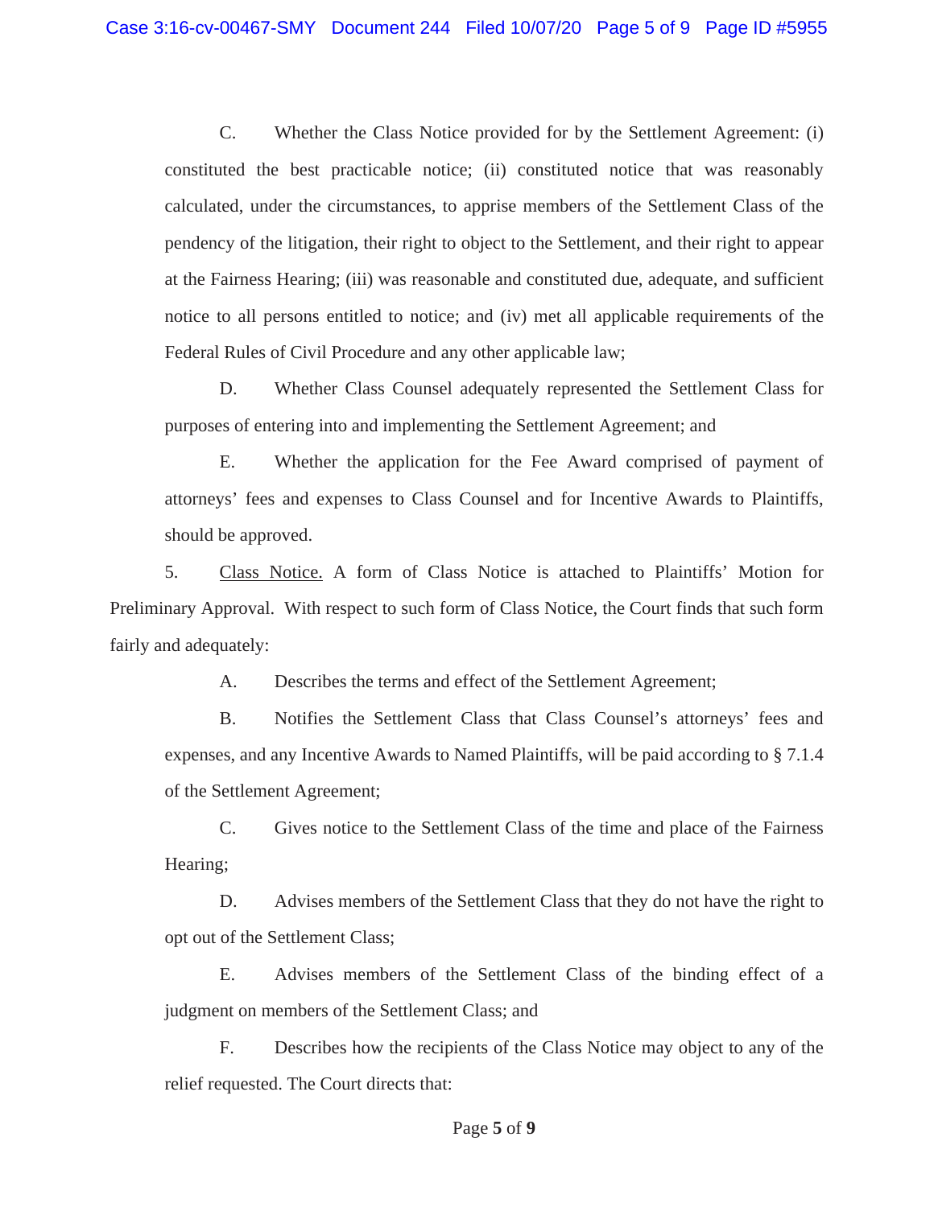C. Whether the Class Notice provided for by the Settlement Agreement: (i) constituted the best practicable notice; (ii) constituted notice that was reasonably calculated, under the circumstances, to apprise members of the Settlement Class of the pendency of the litigation, their right to object to the Settlement, and their right to appear at the Fairness Hearing; (iii) was reasonable and constituted due, adequate, and sufficient notice to all persons entitled to notice; and (iv) met all applicable requirements of the Federal Rules of Civil Procedure and any other applicable law;

D. Whether Class Counsel adequately represented the Settlement Class for purposes of entering into and implementing the Settlement Agreement; and

E. Whether the application for the Fee Award comprised of payment of attorneys' fees and expenses to Class Counsel and for Incentive Awards to Plaintiffs, should be approved.

5. Class Notice. A form of Class Notice is attached to Plaintiffs' Motion for Preliminary Approval. With respect to such form of Class Notice, the Court finds that such form fairly and adequately:

A. Describes the terms and effect of the Settlement Agreement;

B. Notifies the Settlement Class that Class Counsel's attorneys' fees and expenses, and any Incentive Awards to Named Plaintiffs, will be paid according to § 7.1.4 of the Settlement Agreement;

C. Gives notice to the Settlement Class of the time and place of the Fairness Hearing;

D. Advises members of the Settlement Class that they do not have the right to opt out of the Settlement Class;

E. Advises members of the Settlement Class of the binding effect of a judgment on members of the Settlement Class; and

F. Describes how the recipients of the Class Notice may object to any of the relief requested. The Court directs that: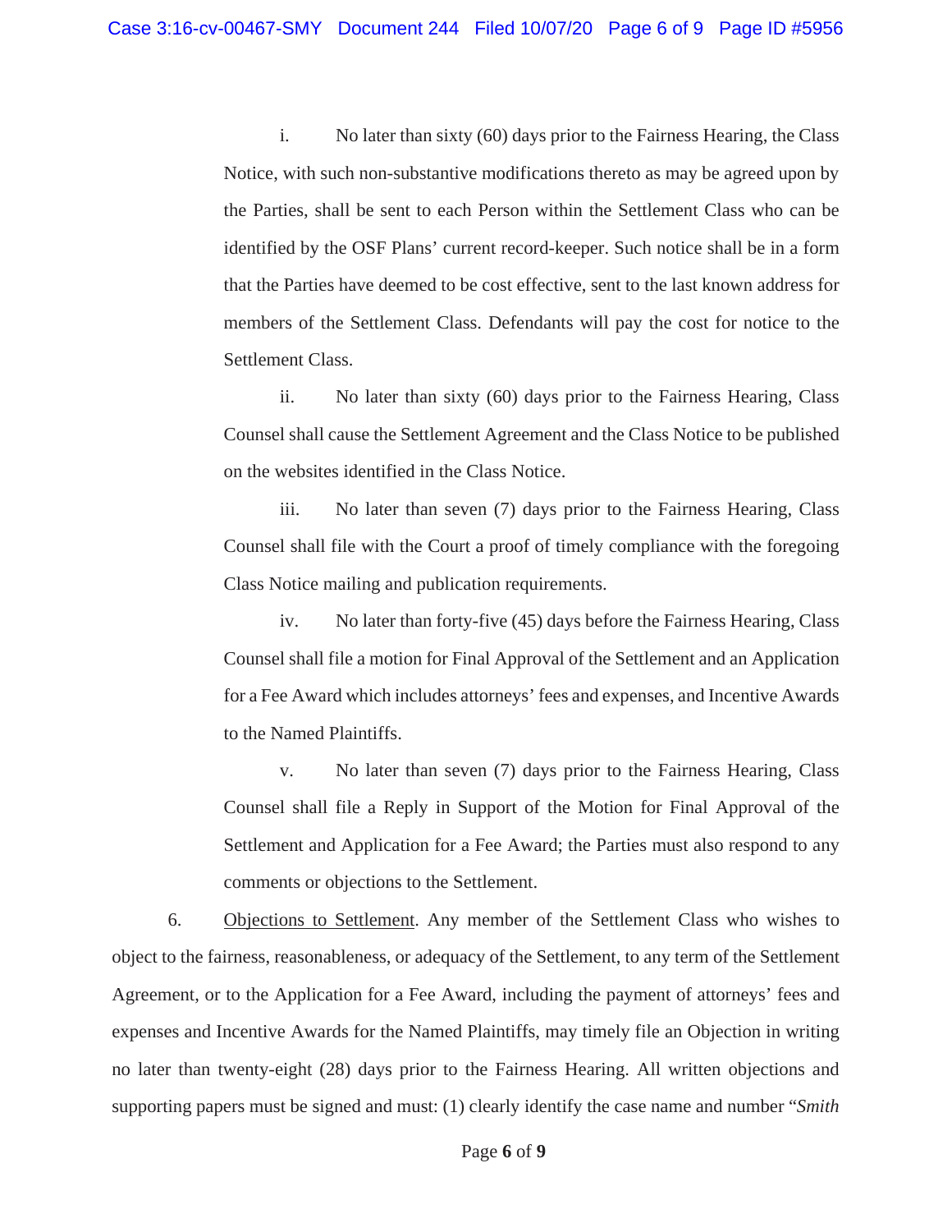i. No later than sixty (60) days prior to the Fairness Hearing, the Class Notice, with such non-substantive modifications thereto as may be agreed upon by the Parties, shall be sent to each Person within the Settlement Class who can be identified by the OSF Plans' current record-keeper. Such notice shall be in a form that the Parties have deemed to be cost effective, sent to the last known address for members of the Settlement Class. Defendants will pay the cost for notice to the Settlement Class.

ii. No later than sixty (60) days prior to the Fairness Hearing, Class Counsel shall cause the Settlement Agreement and the Class Notice to be published on the websites identified in the Class Notice.

iii. No later than seven (7) days prior to the Fairness Hearing, Class Counsel shall file with the Court a proof of timely compliance with the foregoing Class Notice mailing and publication requirements.

iv. No later than forty-five (45) days before the Fairness Hearing, Class Counsel shall file a motion for Final Approval of the Settlement and an Application for a Fee Award which includes attorneys' fees and expenses, and Incentive Awards to the Named Plaintiffs.

v. No later than seven (7) days prior to the Fairness Hearing, Class Counsel shall file a Reply in Support of the Motion for Final Approval of the Settlement and Application for a Fee Award; the Parties must also respond to any comments or objections to the Settlement.

6. Objections to Settlement. Any member of the Settlement Class who wishes to object to the fairness, reasonableness, or adequacy of the Settlement, to any term of the Settlement Agreement, or to the Application for a Fee Award, including the payment of attorneys' fees and expenses and Incentive Awards for the Named Plaintiffs, may timely file an Objection in writing no later than twenty-eight (28) days prior to the Fairness Hearing. All written objections and supporting papers must be signed and must: (1) clearly identify the case name and number "*Smith*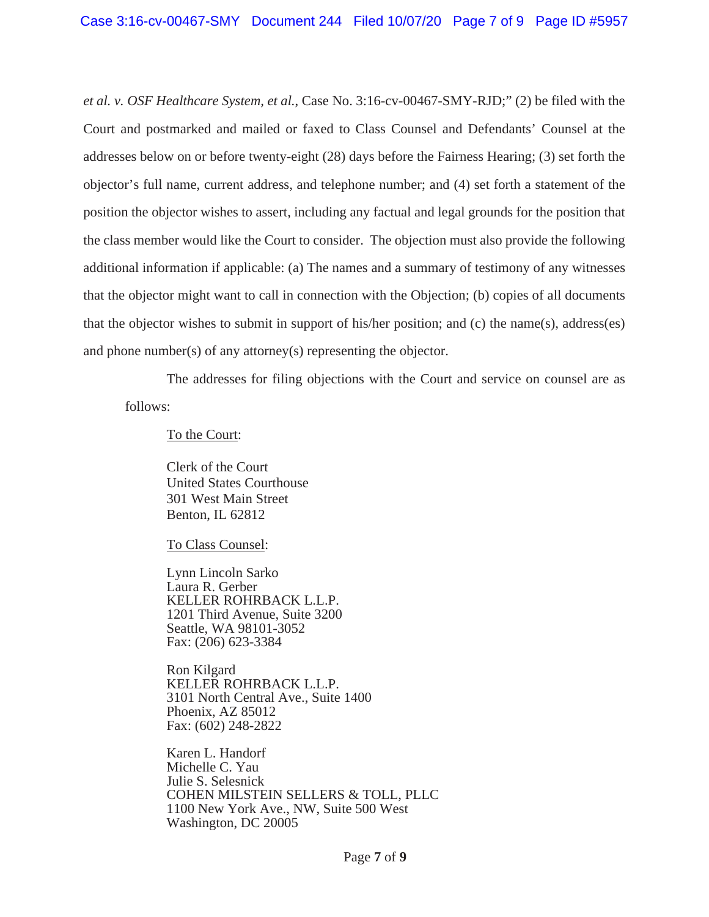*et al. v. OSF Healthcare System, et al.*, Case No. 3:16-cv-00467-SMY-RJD;" (2) be filed with the Court and postmarked and mailed or faxed to Class Counsel and Defendants' Counsel at the addresses below on or before twenty-eight (28) days before the Fairness Hearing; (3) set forth the objector's full name, current address, and telephone number; and (4) set forth a statement of the position the objector wishes to assert, including any factual and legal grounds for the position that the class member would like the Court to consider. The objection must also provide the following additional information if applicable: (a) The names and a summary of testimony of any witnesses that the objector might want to call in connection with the Objection; (b) copies of all documents that the objector wishes to submit in support of his/her position; and (c) the name(s), address(es) and phone number(s) of any attorney(s) representing the objector.

The addresses for filing objections with the Court and service on counsel are as follows:

To the Court:

Clerk of the Court
United States Courthouse
301 West Main Street
Benton, IL 62812

To Class Counsel:

Lynn Lincoln Sarko
Laura R. Gerber
KELLER ROHRBACK L.L.P.
1201 Third Avenue, Suite 3200
Seattle, WA 98101-3052
Fax: (206) 623-3384

Ron Kilgard
KELLER ROHRBACK L.L.P.
3101 North Central Ave., Suite 1400
Phoenix, AZ 85012
Fax: (602) 248-2822

Karen L. Handorf
Michelle C. Yau
Julie S. Selesnick
COHEN MILSTEIN SELLERS & TOLL, PLLC
1100 New York Ave., NW, Suite 500 West
Washington, DC 20005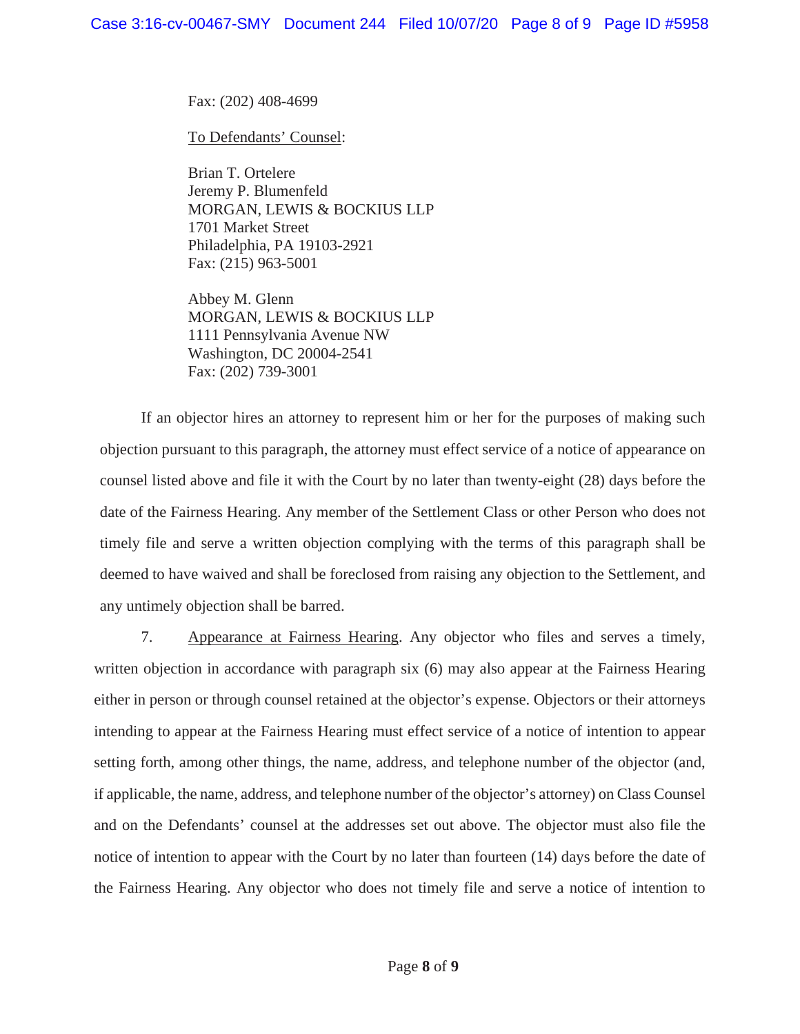Fax: (202) 408-4699

To Defendants' Counsel:

Brian T. Ortelere
Jeremy P. Blumenfeld
MORGAN, LEWIS & BOCKIUS LLP
1701 Market Street
Philadelphia, PA 19103-2921
Fax: (215) 963-5001

Abbey M. Glenn
MORGAN, LEWIS & BOCKIUS LLP
1111 Pennsylvania Avenue NW
Washington, DC 20004-2541
Fax: (202) 739-3001

If an objector hires an attorney to represent him or her for the purposes of making such objection pursuant to this paragraph, the attorney must effect service of a notice of appearance on counsel listed above and file it with the Court by no later than twenty-eight (28) days before the date of the Fairness Hearing. Any member of the Settlement Class or other Person who does not timely file and serve a written objection complying with the terms of this paragraph shall be deemed to have waived and shall be foreclosed from raising any objection to the Settlement, and any untimely objection shall be barred.

7. Appearance at Fairness Hearing. Any objector who files and serves a timely, written objection in accordance with paragraph six (6) may also appear at the Fairness Hearing either in person or through counsel retained at the objector's expense. Objectors or their attorneys intending to appear at the Fairness Hearing must effect service of a notice of intention to appear setting forth, among other things, the name, address, and telephone number of the objector (and, if applicable, the name, address, and telephone number of the objector's attorney) on Class Counsel and on the Defendants' counsel at the addresses set out above. The objector must also file the notice of intention to appear with the Court by no later than fourteen (14) days before the date of the Fairness Hearing. Any objector who does not timely file and serve a notice of intention to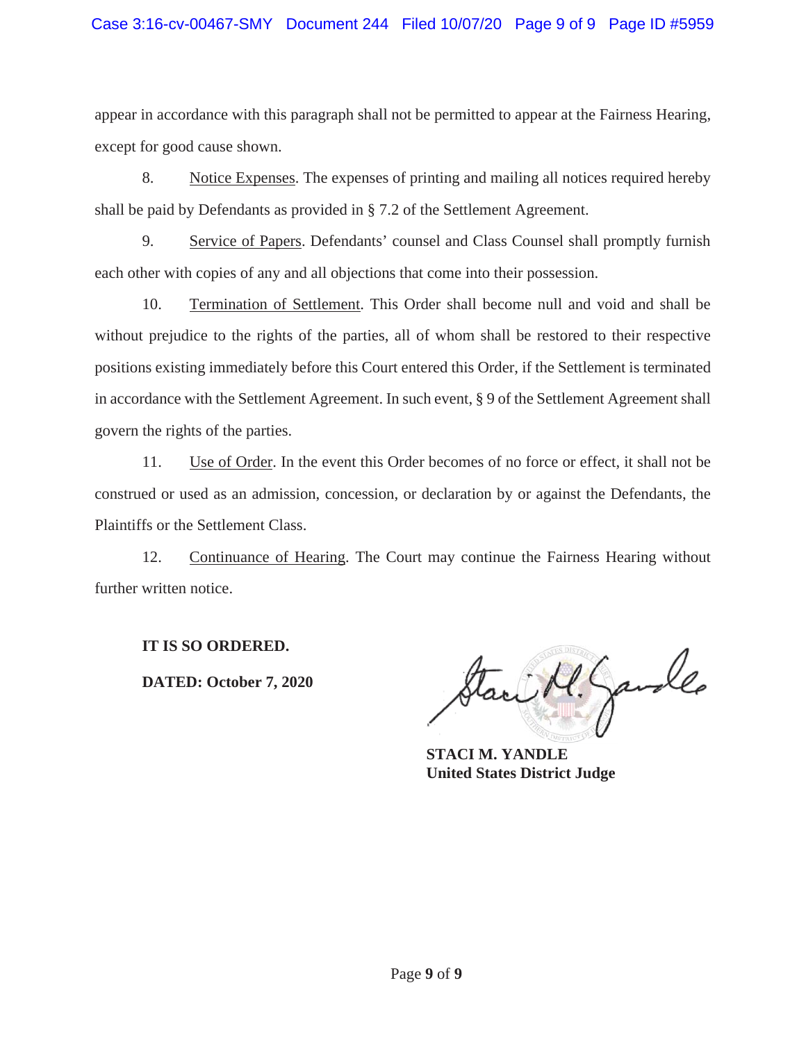appear in accordance with this paragraph shall not be permitted to appear at the Fairness Hearing, except for good cause shown.

8. Notice Expenses. The expenses of printing and mailing all notices required hereby shall be paid by Defendants as provided in § 7.2 of the Settlement Agreement.

9. Service of Papers. Defendants' counsel and Class Counsel shall promptly furnish each other with copies of any and all objections that come into their possession.

10. Termination of Settlement. This Order shall become null and void and shall be without prejudice to the rights of the parties, all of whom shall be restored to their respective positions existing immediately before this Court entered this Order, if the Settlement is terminated in accordance with the Settlement Agreement. In such event, § 9 of the Settlement Agreement shall govern the rights of the parties.

11. Use of Order. In the event this Order becomes of no force or effect, it shall not be construed or used as an admission, concession, or declaration by or against the Defendants, the Plaintiffs or the Settlement Class.

12. Continuance of Hearing. The Court may continue the Fairness Hearing without further written notice.

**IT IS SO ORDERED.**

**DATED: October 7, 2020**

**STACI M. YANDLE**
**United States District Judge**